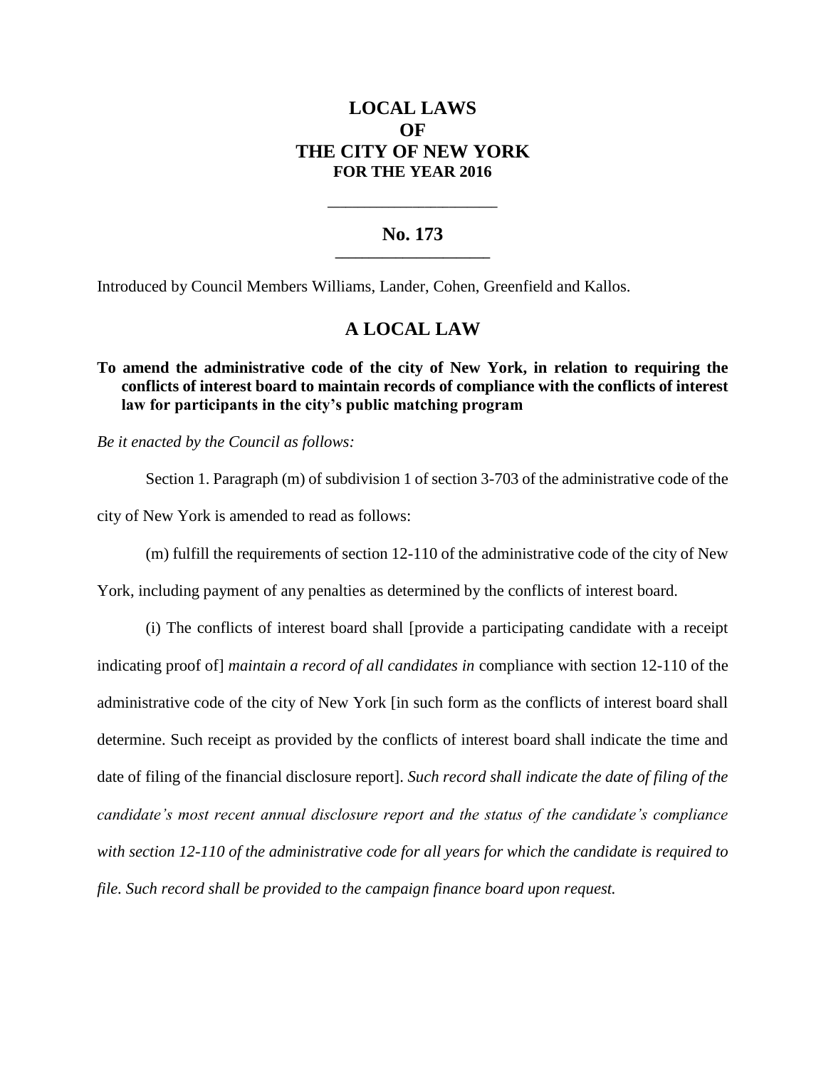# LOCAL LAWS
# OF
# THE CITY OF NEW YORK
## FOR THE YEAR 2016

---

## No. 173

---

Introduced by Council Members Williams, Lander, Cohen, Greenfield and Kallos.

## A LOCAL LAW

**To amend the administrative code of the city of New York, in relation to requiring the conflicts of interest board to maintain records of compliance with the conflicts of interest law for participants in the city's public matching program**

*Be it enacted by the Council as follows:*

Section 1. Paragraph (m) of subdivision 1 of section 3-703 of the administrative code of the city of New York is amended to read as follows:

(m) fulfill the requirements of section 12-110 of the administrative code of the city of New York, including payment of any penalties as determined by the conflicts of interest board.

(i) The conflicts of interest board shall [provide a participating candidate with a receipt indicating proof of] *maintain a record of all candidates in* compliance with section 12-110 of the administrative code of the city of New York [in such form as the conflicts of interest board shall determine. Such receipt as provided by the conflicts of interest board shall indicate the time and date of filing of the financial disclosure report]. *Such record shall indicate the date of filing of the candidate's most recent annual disclosure report and the status of the candidate's compliance with section 12-110 of the administrative code for all years for which the candidate is required to file. Such record shall be provided to the campaign finance board upon request.*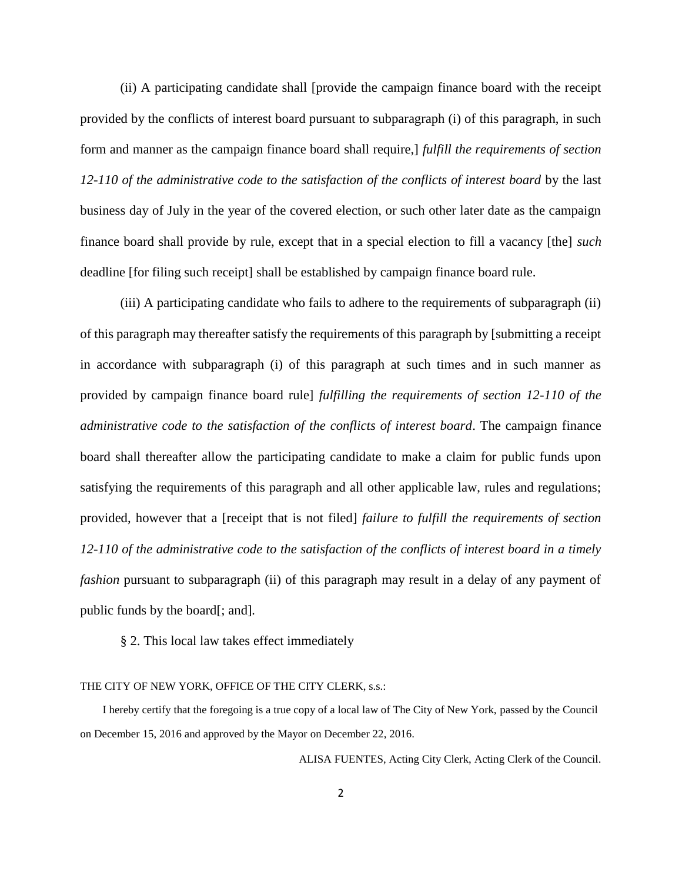(ii) A participating candidate shall [provide the campaign finance board with the receipt provided by the conflicts of interest board pursuant to subparagraph (i) of this paragraph, in such form and manner as the campaign finance board shall require,] *fulfill the requirements of section 12-110 of the administrative code to the satisfaction of the conflicts of interest board* by the last business day of July in the year of the covered election, or such other later date as the campaign finance board shall provide by rule, except that in a special election to fill a vacancy [the] *such* deadline [for filing such receipt] shall be established by campaign finance board rule.

(iii) A participating candidate who fails to adhere to the requirements of subparagraph (ii) of this paragraph may thereafter satisfy the requirements of this paragraph by [submitting a receipt in accordance with subparagraph (i) of this paragraph at such times and in such manner as provided by campaign finance board rule] *fulfilling the requirements of section 12-110 of the administrative code to the satisfaction of the conflicts of interest board*. The campaign finance board shall thereafter allow the participating candidate to make a claim for public funds upon satisfying the requirements of this paragraph and all other applicable law, rules and regulations; provided, however that a [receipt that is not filed] *failure to fulfill the requirements of section 12-110 of the administrative code to the satisfaction of the conflicts of interest board in a timely fashion* pursuant to subparagraph (ii) of this paragraph may result in a delay of any payment of public funds by the board[; and].

§ 2. This local law takes effect immediately

THE CITY OF NEW YORK, OFFICE OF THE CITY CLERK, s.s.:

I hereby certify that the foregoing is a true copy of a local law of The City of New York, passed by the Council on December 15, 2016 and approved by the Mayor on December 22, 2016.

ALISA FUENTES, Acting City Clerk, Acting Clerk of the Council.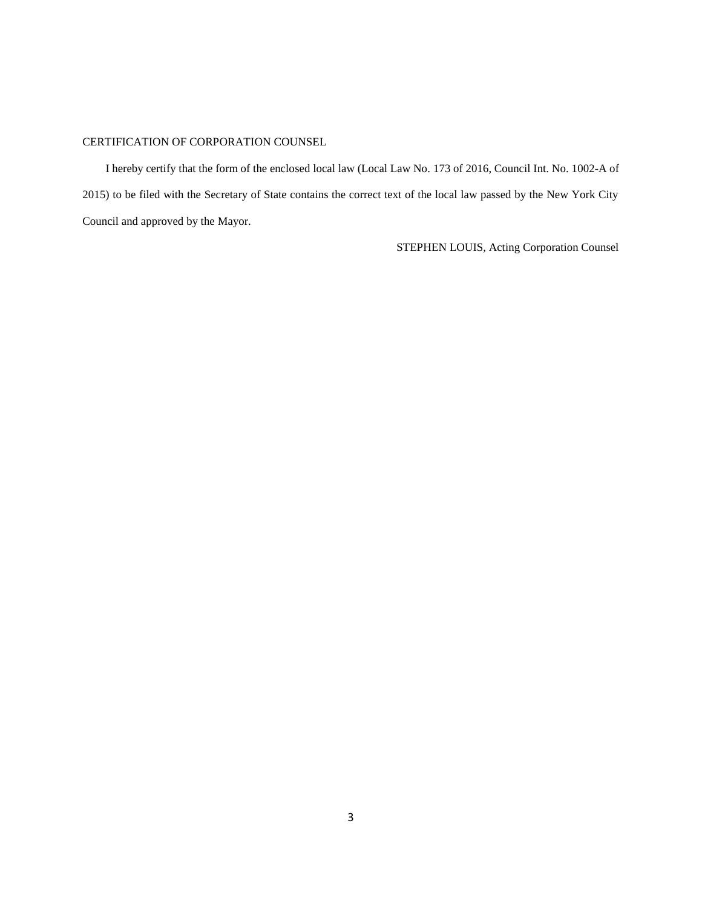CERTIFICATION OF CORPORATION COUNSEL

I hereby certify that the form of the enclosed local law (Local Law No. 173 of 2016, Council Int. No. 1002-A of 2015) to be filed with the Secretary of State contains the correct text of the local law passed by the New York City Council and approved by the Mayor.

STEPHEN LOUIS, Acting Corporation Counsel